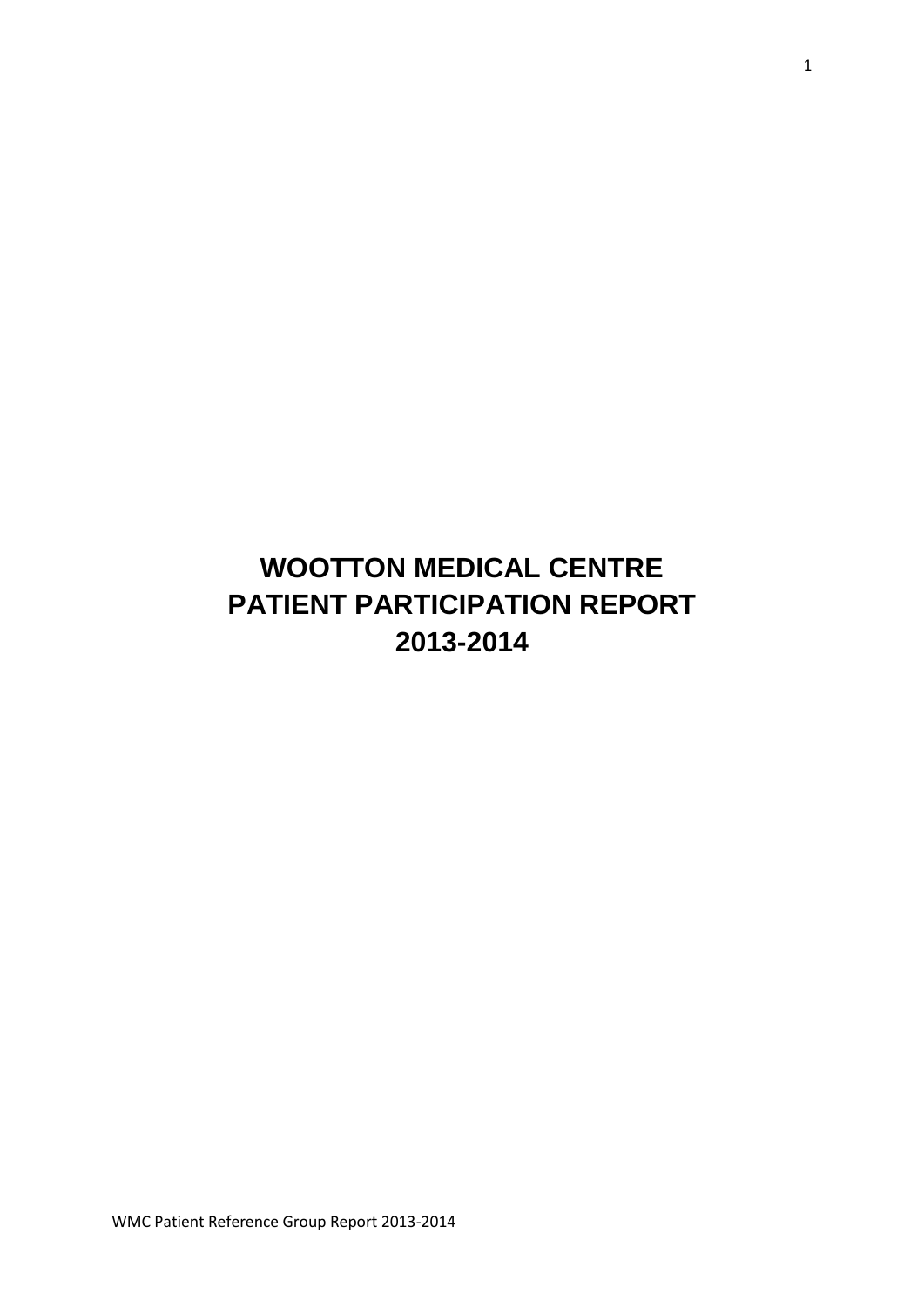# WOOTTON MEDICAL CENTRE
# PATIENT PARTICIPATION REPORT
# 2013-2014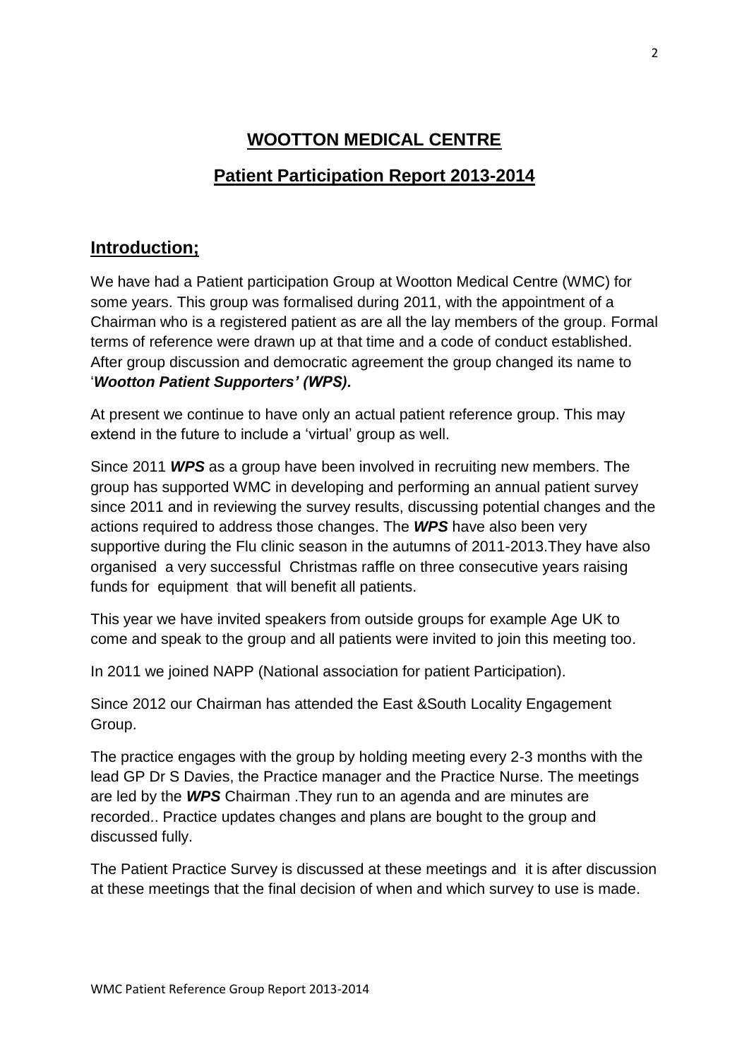# WOOTTON MEDICAL CENTRE

## Patient Participation Report 2013-2014

## Introduction;

We have had a Patient participation Group at Wootton Medical Centre (WMC) for some years. This group was formalised during 2011, with the appointment of a Chairman who is a registered patient as are all the lay members of the group. Formal terms of reference were drawn up at that time and a code of conduct established. After group discussion and democratic agreement the group changed its name to '***Wootton Patient Supporters' (WPS).***

At present we continue to have only an actual patient reference group. This may extend in the future to include a 'virtual' group as well.

Since 2011 ***WPS*** as a group have been involved in recruiting new members. The group has supported WMC in developing and performing an annual patient survey since 2011 and in reviewing the survey results, discussing potential changes and the actions required to address those changes. The ***WPS*** have also been very supportive during the Flu clinic season in the autumns of 2011-2013.They have also organised a very successful Christmas raffle on three consecutive years raising funds for equipment that will benefit all patients.

This year we have invited speakers from outside groups for example Age UK to come and speak to the group and all patients were invited to join this meeting too.

In 2011 we joined NAPP (National association for patient Participation).

Since 2012 our Chairman has attended the East &South Locality Engagement Group.

The practice engages with the group by holding meeting every 2-3 months with the lead GP Dr S Davies, the Practice manager and the Practice Nurse. The meetings are led by the ***WPS*** Chairman .They run to an agenda and are minutes are recorded.. Practice updates changes and plans are bought to the group and discussed fully.

The Patient Practice Survey is discussed at these meetings and it is after discussion at these meetings that the final decision of when and which survey to use is made.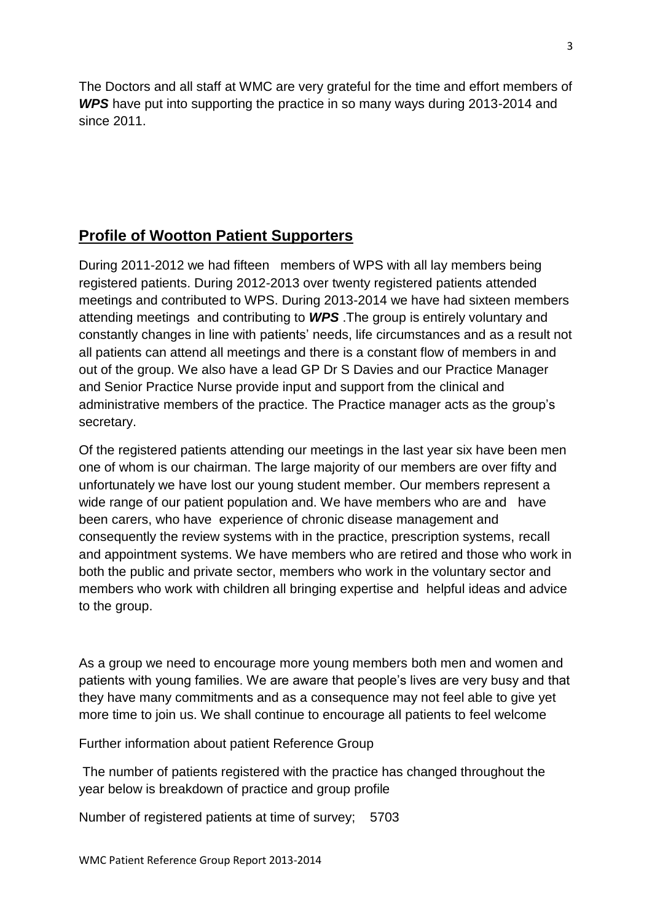The Doctors and all staff at WMC are very grateful for the time and effort members of ***WPS*** have put into supporting the practice in so many ways during 2013-2014 and since 2011.

## Profile of Wootton Patient Supporters

During 2011-2012 we had fifteen members of WPS with all lay members being registered patients. During 2012-2013 over twenty registered patients attended meetings and contributed to WPS. During 2013-2014 we have had sixteen members attending meetings and contributing to ***WPS*** .The group is entirely voluntary and constantly changes in line with patients' needs, life circumstances and as a result not all patients can attend all meetings and there is a constant flow of members in and out of the group. We also have a lead GP Dr S Davies and our Practice Manager and Senior Practice Nurse provide input and support from the clinical and administrative members of the practice. The Practice manager acts as the group's secretary.

Of the registered patients attending our meetings in the last year six have been men one of whom is our chairman. The large majority of our members are over fifty and unfortunately we have lost our young student member. Our members represent a wide range of our patient population and. We have members who are and have been carers, who have experience of chronic disease management and consequently the review systems with in the practice, prescription systems, recall and appointment systems. We have members who are retired and those who work in both the public and private sector, members who work in the voluntary sector and members who work with children all bringing expertise and helpful ideas and advice to the group.

As a group we need to encourage more young members both men and women and patients with young families. We are aware that people's lives are very busy and that they have many commitments and as a consequence may not feel able to give yet more time to join us. We shall continue to encourage all patients to feel welcome

Further information about patient Reference Group

The number of patients registered with the practice has changed throughout the year below is breakdown of practice and group profile

Number of registered patients at time of survey; 5703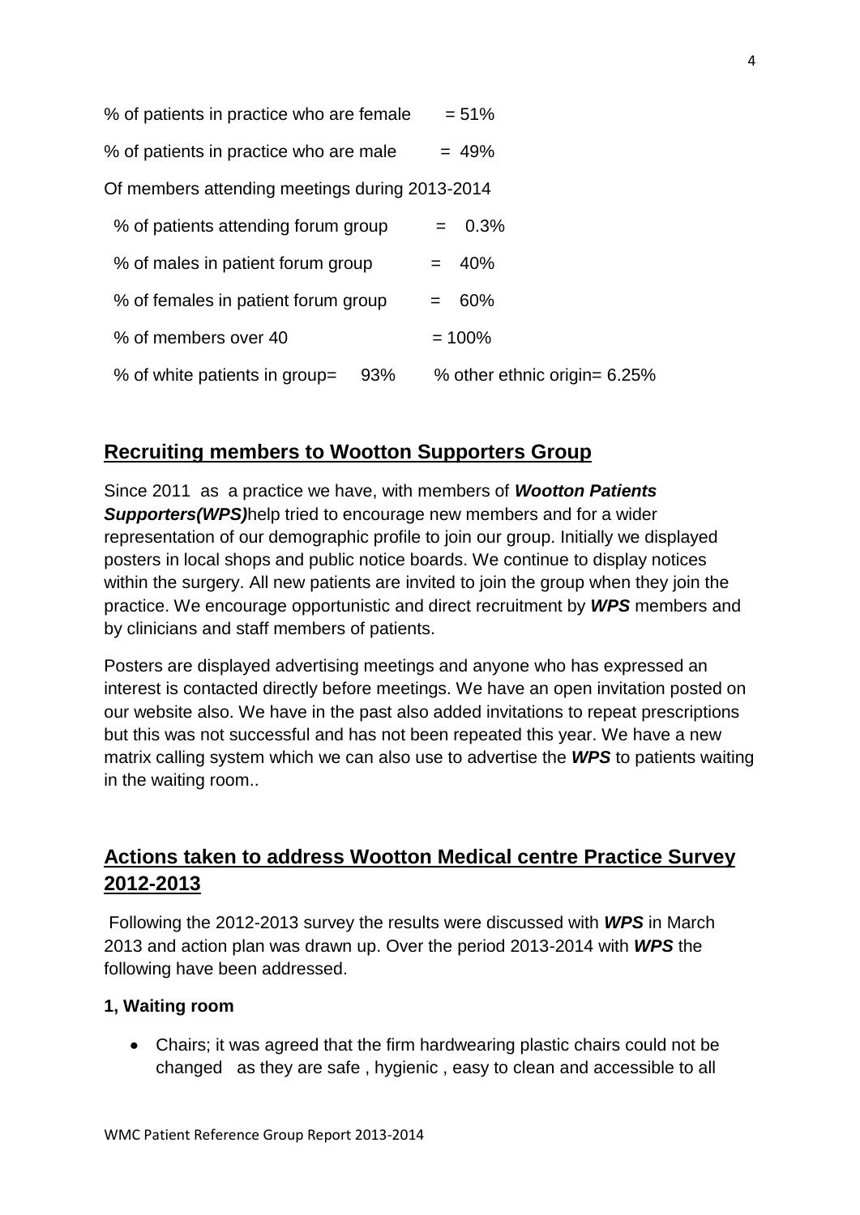% of patients in practice who are female = 51%

% of patients in practice who are male = 49%

Of members attending meetings during 2013-2014

% of patients attending forum group = 0.3%

% of males in patient forum group = 40%

% of females in patient forum group = 60%

% of members over 40 = 100%

% of white patients in group= 93% % other ethnic origin= 6.25%

## Recruiting members to Wootton Supporters Group

Since 2011 as a practice we have, with members of ***Wootton Patients Supporters(WPS)***help tried to encourage new members and for a wider representation of our demographic profile to join our group. Initially we displayed posters in local shops and public notice boards. We continue to display notices within the surgery. All new patients are invited to join the group when they join the practice. We encourage opportunistic and direct recruitment by ***WPS*** members and by clinicians and staff members of patients.

Posters are displayed advertising meetings and anyone who has expressed an interest is contacted directly before meetings. We have an open invitation posted on our website also. We have in the past also added invitations to repeat prescriptions but this was not successful and has not been repeated this year. We have a new matrix calling system which we can also use to advertise the ***WPS*** to patients waiting in the waiting room..

## Actions taken to address Wootton Medical centre Practice Survey 2012-2013

Following the 2012-2013 survey the results were discussed with ***WPS*** in March 2013 and action plan was drawn up. Over the period 2013-2014 with ***WPS*** the following have been addressed.

**1, Waiting room**

- Chairs; it was agreed that the firm hardwearing plastic chairs could not be changed as they are safe , hygienic , easy to clean and accessible to all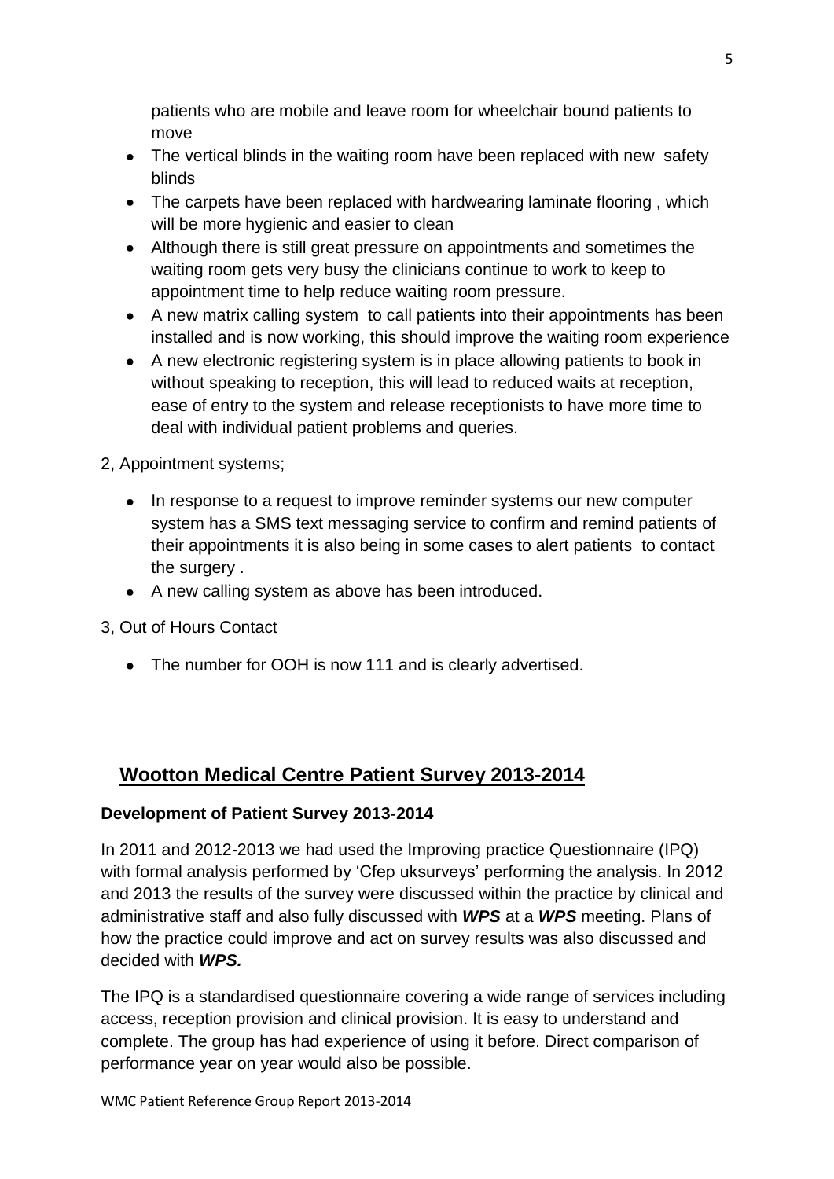patients who are mobile and leave room for wheelchair bound patients to move

- The vertical blinds in the waiting room have been replaced with new safety blinds
- The carpets have been replaced with hardwearing laminate flooring , which will be more hygienic and easier to clean
- Although there is still great pressure on appointments and sometimes the waiting room gets very busy the clinicians continue to work to keep to appointment time to help reduce waiting room pressure.
- A new matrix calling system to call patients into their appointments has been installed and is now working, this should improve the waiting room experience
- A new electronic registering system is in place allowing patients to book in without speaking to reception, this will lead to reduced waits at reception, ease of entry to the system and release receptionists to have more time to deal with individual patient problems and queries.

2, Appointment systems;

- In response to a request to improve reminder systems our new computer system has a SMS text messaging service to confirm and remind patients of their appointments it is also being in some cases to alert patients to contact the surgery .
- A new calling system as above has been introduced.

3, Out of Hours Contact

- The number for OOH is now 111 and is clearly advertised.

## Wootton Medical Centre Patient Survey 2013-2014

**Development of Patient Survey 2013-2014**

In 2011 and 2012-2013 we had used the Improving practice Questionnaire (IPQ) with formal analysis performed by 'Cfep uksurveys' performing the analysis. In 2012 and 2013 the results of the survey were discussed within the practice by clinical and administrative staff and also fully discussed with ***WPS*** at a ***WPS*** meeting. Plans of how the practice could improve and act on survey results was also discussed and decided with ***WPS.***

The IPQ is a standardised questionnaire covering a wide range of services including access, reception provision and clinical provision. It is easy to understand and complete. The group has had experience of using it before. Direct comparison of performance year on year would also be possible.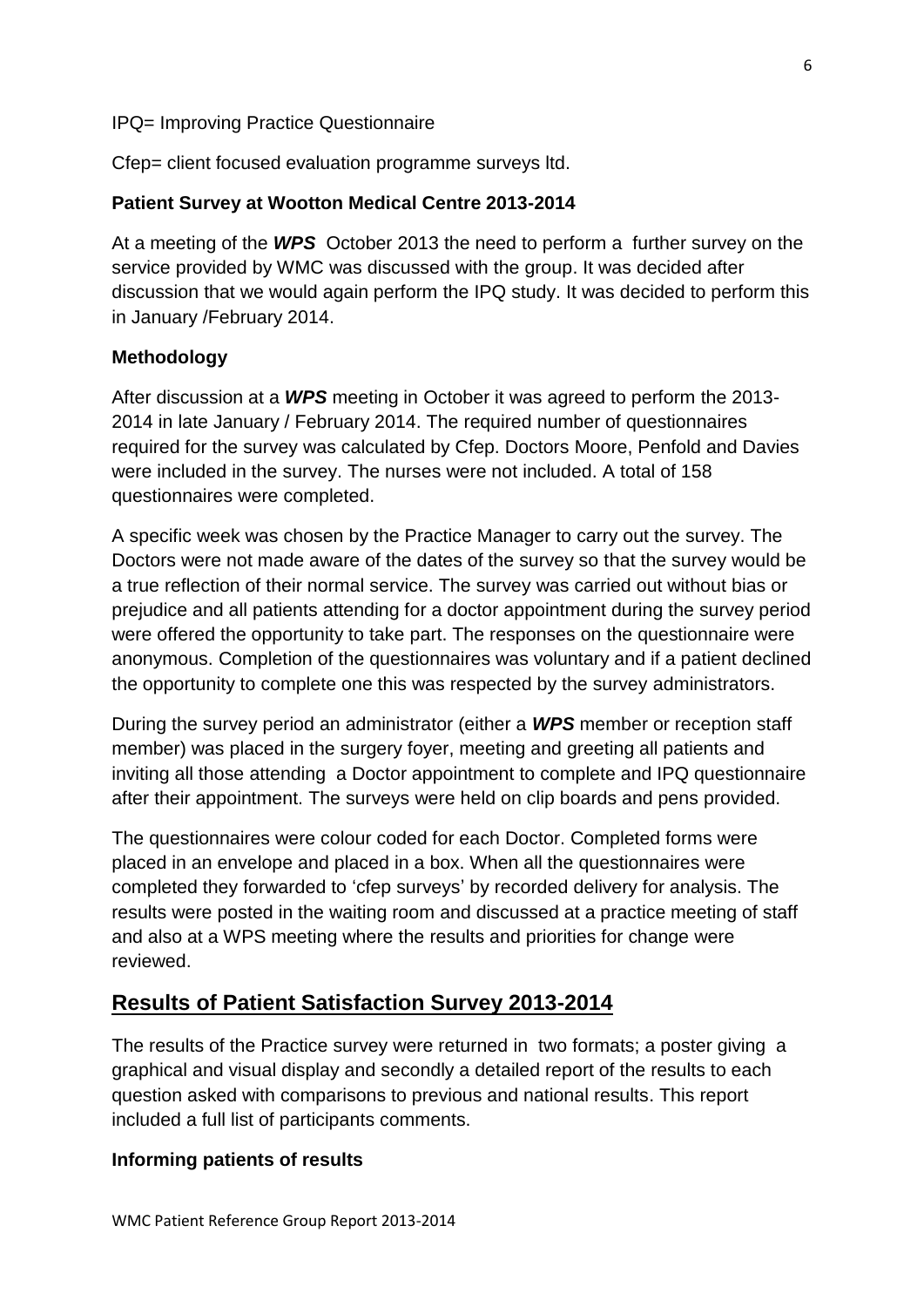IPQ= Improving Practice Questionnaire

Cfep= client focused evaluation programme surveys ltd.

**Patient Survey at Wootton Medical Centre 2013-2014**

At a meeting of the ***WPS*** October 2013 the need to perform a further survey on the service provided by WMC was discussed with the group. It was decided after discussion that we would again perform the IPQ study. It was decided to perform this in January /February 2014.

**Methodology**

After discussion at a ***WPS*** meeting in October it was agreed to perform the 2013-2014 in late January / February 2014. The required number of questionnaires required for the survey was calculated by Cfep. Doctors Moore, Penfold and Davies were included in the survey. The nurses were not included. A total of 158 questionnaires were completed.

A specific week was chosen by the Practice Manager to carry out the survey. The Doctors were not made aware of the dates of the survey so that the survey would be a true reflection of their normal service. The survey was carried out without bias or prejudice and all patients attending for a doctor appointment during the survey period were offered the opportunity to take part. The responses on the questionnaire were anonymous. Completion of the questionnaires was voluntary and if a patient declined the opportunity to complete one this was respected by the survey administrators.

During the survey period an administrator (either a ***WPS*** member or reception staff member) was placed in the surgery foyer, meeting and greeting all patients and inviting all those attending a Doctor appointment to complete and IPQ questionnaire after their appointment. The surveys were held on clip boards and pens provided.

The questionnaires were colour coded for each Doctor. Completed forms were placed in an envelope and placed in a box. When all the questionnaires were completed they forwarded to 'cfep surveys' by recorded delivery for analysis. The results were posted in the waiting room and discussed at a practice meeting of staff and also at a WPS meeting where the results and priorities for change were reviewed.

## Results of Patient Satisfaction Survey 2013-2014

The results of the Practice survey were returned in two formats; a poster giving a graphical and visual display and secondly a detailed report of the results to each question asked with comparisons to previous and national results. This report included a full list of participants comments.

**Informing patients of results**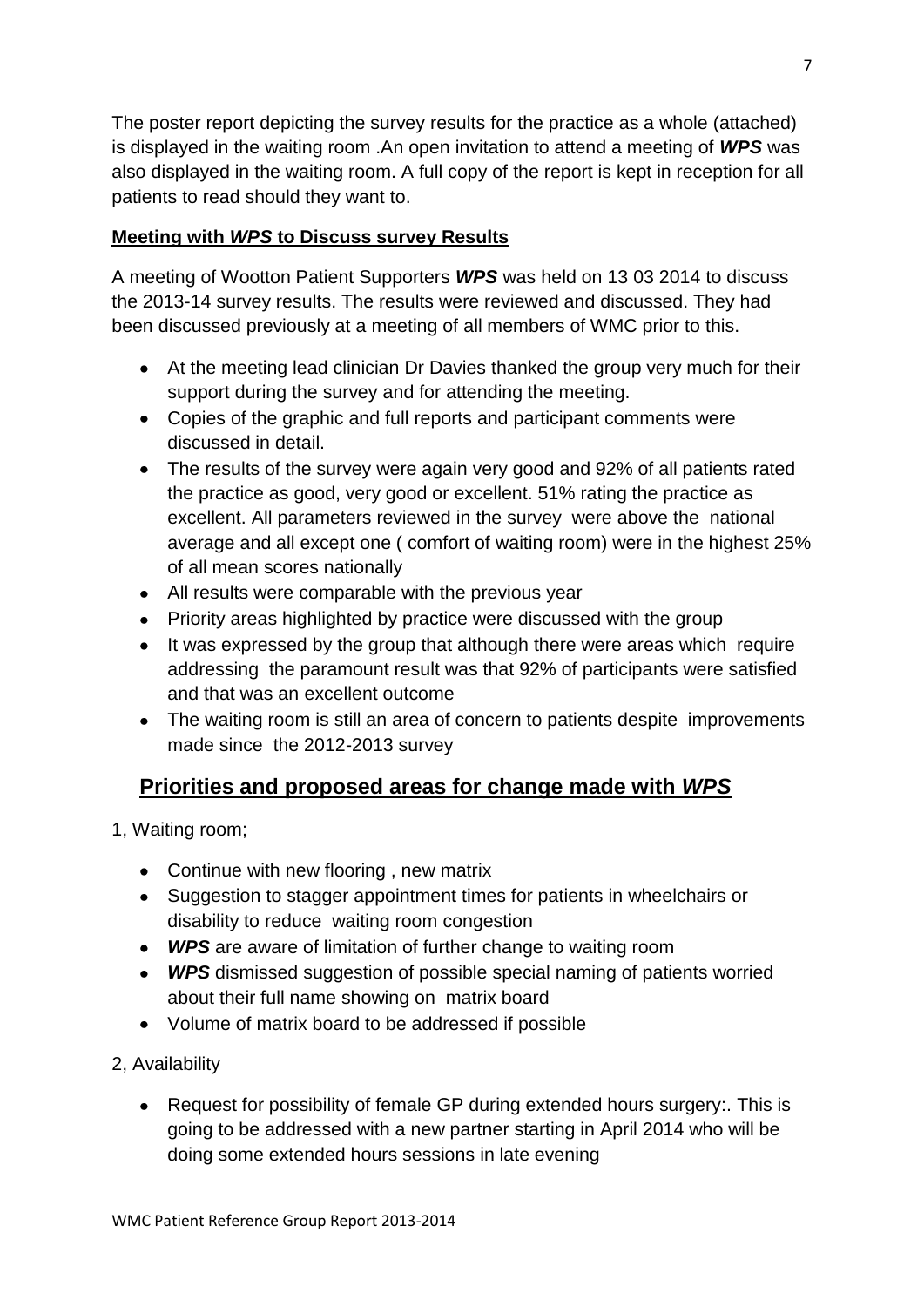The poster report depicting the survey results for the practice as a whole (attached) is displayed in the waiting room .An open invitation to attend a meeting of ***WPS*** was also displayed in the waiting room. A full copy of the report is kept in reception for all patients to read should they want to.

**Meeting with *WPS* to Discuss survey Results**

A meeting of Wootton Patient Supporters ***WPS*** was held on 13 03 2014 to discuss the 2013-14 survey results. The results were reviewed and discussed. They had been discussed previously at a meeting of all members of WMC prior to this.

- At the meeting lead clinician Dr Davies thanked the group very much for their support during the survey and for attending the meeting.
- Copies of the graphic and full reports and participant comments were discussed in detail.
- The results of the survey were again very good and 92% of all patients rated the practice as good, very good or excellent. 51% rating the practice as excellent. All parameters reviewed in the survey were above the national average and all except one ( comfort of waiting room) were in the highest 25% of all mean scores nationally
- All results were comparable with the previous year
- Priority areas highlighted by practice were discussed with the group
- It was expressed by the group that although there were areas which require addressing the paramount result was that 92% of participants were satisfied and that was an excellent outcome
- The waiting room is still an area of concern to patients despite improvements made since the 2012-2013 survey

## Priorities and proposed areas for change made with *WPS*

1, Waiting room;

- Continue with new flooring , new matrix
- Suggestion to stagger appointment times for patients in wheelchairs or disability to reduce waiting room congestion
- ***WPS*** are aware of limitation of further change to waiting room
- ***WPS*** dismissed suggestion of possible special naming of patients worried about their full name showing on matrix board
- Volume of matrix board to be addressed if possible

2, Availability

- Request for possibility of female GP during extended hours surgery:. This is going to be addressed with a new partner starting in April 2014 who will be doing some extended hours sessions in late evening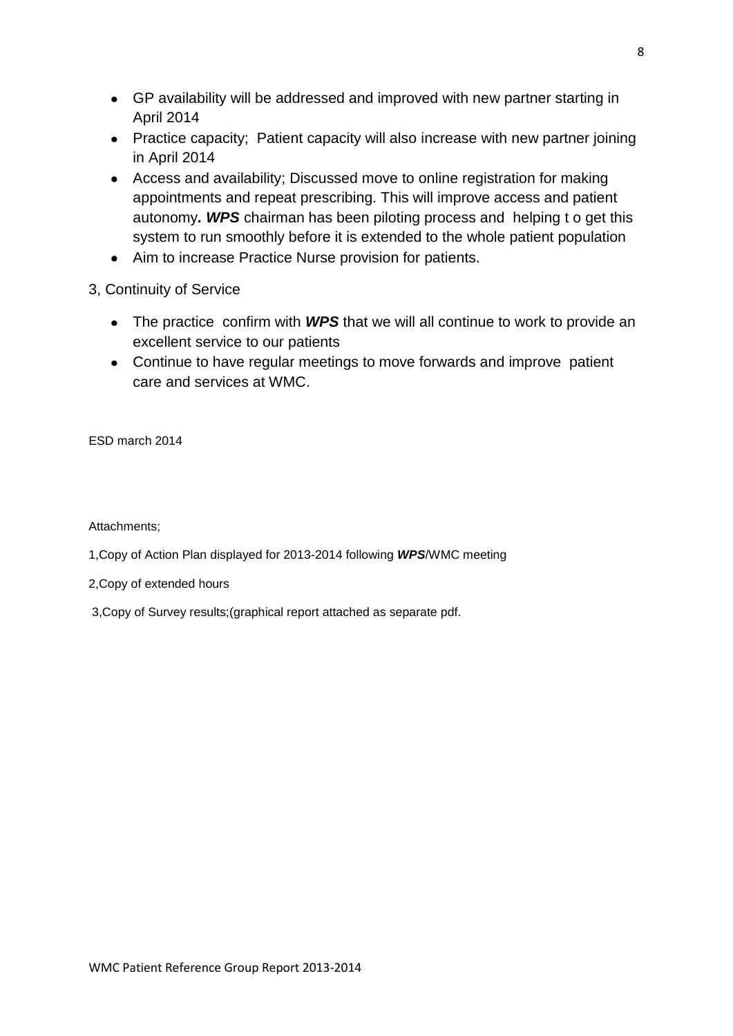- GP availability will be addressed and improved with new partner starting in April 2014
- Practice capacity;  Patient capacity will also increase with new partner joining in April 2014
- Access and availability; Discussed move to online registration for making appointments and repeat prescribing. This will improve access and patient autonomy***. WPS*** chairman has been piloting process and  helping t o get this system to run smoothly before it is extended to the whole patient population
- Aim to increase Practice Nurse provision for patients.

3, Continuity of Service

- The practice  confirm with ***WPS*** that we will all continue to work to provide an excellent service to our patients
- Continue to have regular meetings to move forwards and improve  patient care and services at WMC.

ESD march 2014

Attachments;

1,Copy of Action Plan displayed for 2013-2014 following ***WPS***/WMC meeting

2,Copy of extended hours

3,Copy of Survey results;(graphical report attached as separate pdf.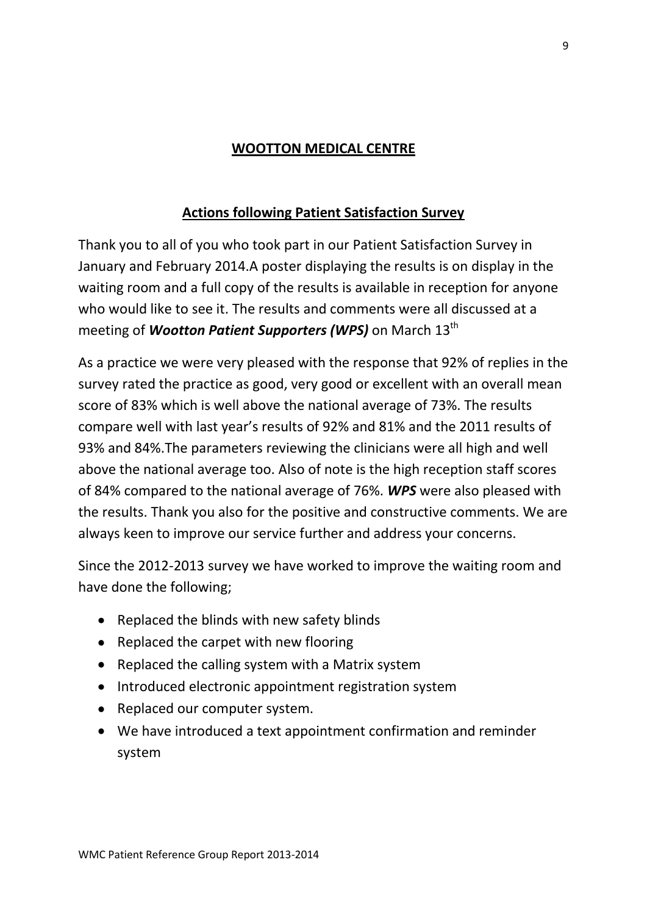## WOOTTON MEDICAL CENTRE

### Actions following Patient Satisfaction Survey

Thank you to all of you who took part in our Patient Satisfaction Survey in January and February 2014.A poster displaying the results is on display in the waiting room and a full copy of the results is available in reception for anyone who would like to see it. The results and comments were all discussed at a meeting of ***Wootton Patient Supporters (WPS)*** on March 13th

As a practice we were very pleased with the response that 92% of replies in the survey rated the practice as good, very good or excellent with an overall mean score of 83% which is well above the national average of 73%. The results compare well with last year's results of 92% and 81% and the 2011 results of 93% and 84%.The parameters reviewing the clinicians were all high and well above the national average too. Also of note is the high reception staff scores of 84% compared to the national average of 76%. ***WPS*** were also pleased with the results. Thank you also for the positive and constructive comments. We are always keen to improve our service further and address your concerns.

Since the 2012-2013 survey we have worked to improve the waiting room and have done the following;

- Replaced the blinds with new safety blinds
- Replaced the carpet with new flooring
- Replaced the calling system with a Matrix system
- Introduced electronic appointment registration system
- Replaced our computer system.
- We have introduced a text appointment confirmation and reminder system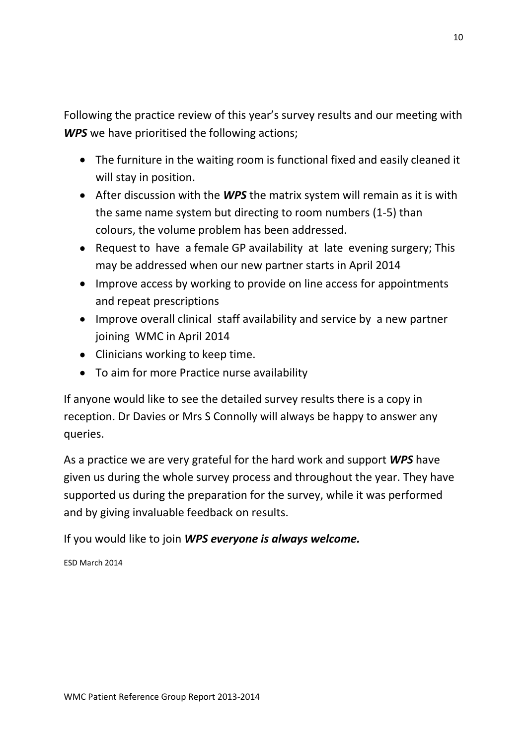Following the practice review of this year's survey results and our meeting with ***WPS*** we have prioritised the following actions;

- The furniture in the waiting room is functional fixed and easily cleaned it will stay in position.
- After discussion with the ***WPS*** the matrix system will remain as it is with the same name system but directing to room numbers (1-5) than colours, the volume problem has been addressed.
- Request to have a female GP availability at late evening surgery; This may be addressed when our new partner starts in April 2014
- Improve access by working to provide on line access for appointments and repeat prescriptions
- Improve overall clinical staff availability and service by a new partner joining WMC in April 2014
- Clinicians working to keep time.
- To aim for more Practice nurse availability

If anyone would like to see the detailed survey results there is a copy in reception. Dr Davies or Mrs S Connolly will always be happy to answer any queries.

As a practice we are very grateful for the hard work and support ***WPS*** have given us during the whole survey process and throughout the year. They have supported us during the preparation for the survey, while it was performed and by giving invaluable feedback on results.

If you would like to join ***WPS everyone is always welcome.***

ESD March 2014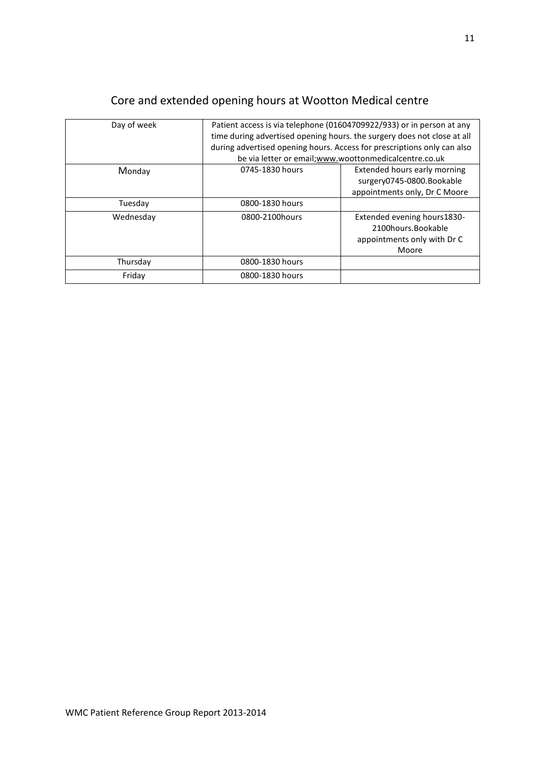# Core and extended opening hours at Wootton Medical centre

| Day of week | Patient access is via telephone (01604709922/933) or in person at any time during advertised opening hours. the surgery does not close at all during advertised opening hours. Access for prescriptions only can also be via letter or email;www.woottonmedicalcentre.co.uk | |
|---|---|---|
| Monday | 0745-1830 hours | Extended hours early morning surgery0745-0800.Bookable appointments only, Dr C Moore |
| Tuesday | 0800-1830 hours | |
| Wednesday | 0800-2100hours | Extended evening hours1830-2100hours.Bookable appointments only with Dr C Moore |
| Thursday | 0800-1830 hours | |
| Friday | 0800-1830 hours | |